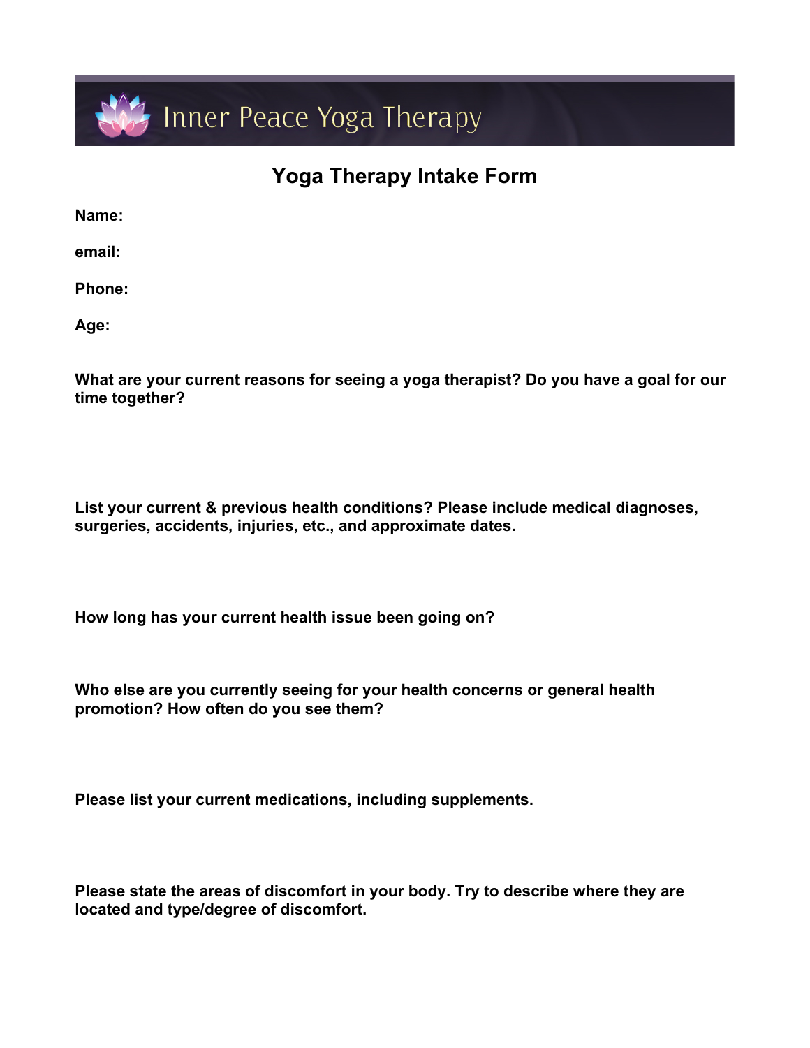Inner Peace Yoga Therapy

# Yoga Therapy Intake Form

**Name:**

**email:**

**Phone:**

**Age:**

**What are your current reasons for seeing a yoga therapist? Do you have a goal for our time together?**

**List your current & previous health conditions? Please include medical diagnoses, surgeries, accidents, injuries, etc., and approximate dates.**

**How long has your current health issue been going on?**

**Who else are you currently seeing for your health concerns or general health promotion? How often do you see them?**

**Please list your current medications, including supplements.**

**Please state the areas of discomfort in your body. Try to describe where they are located and type/degree of discomfort.**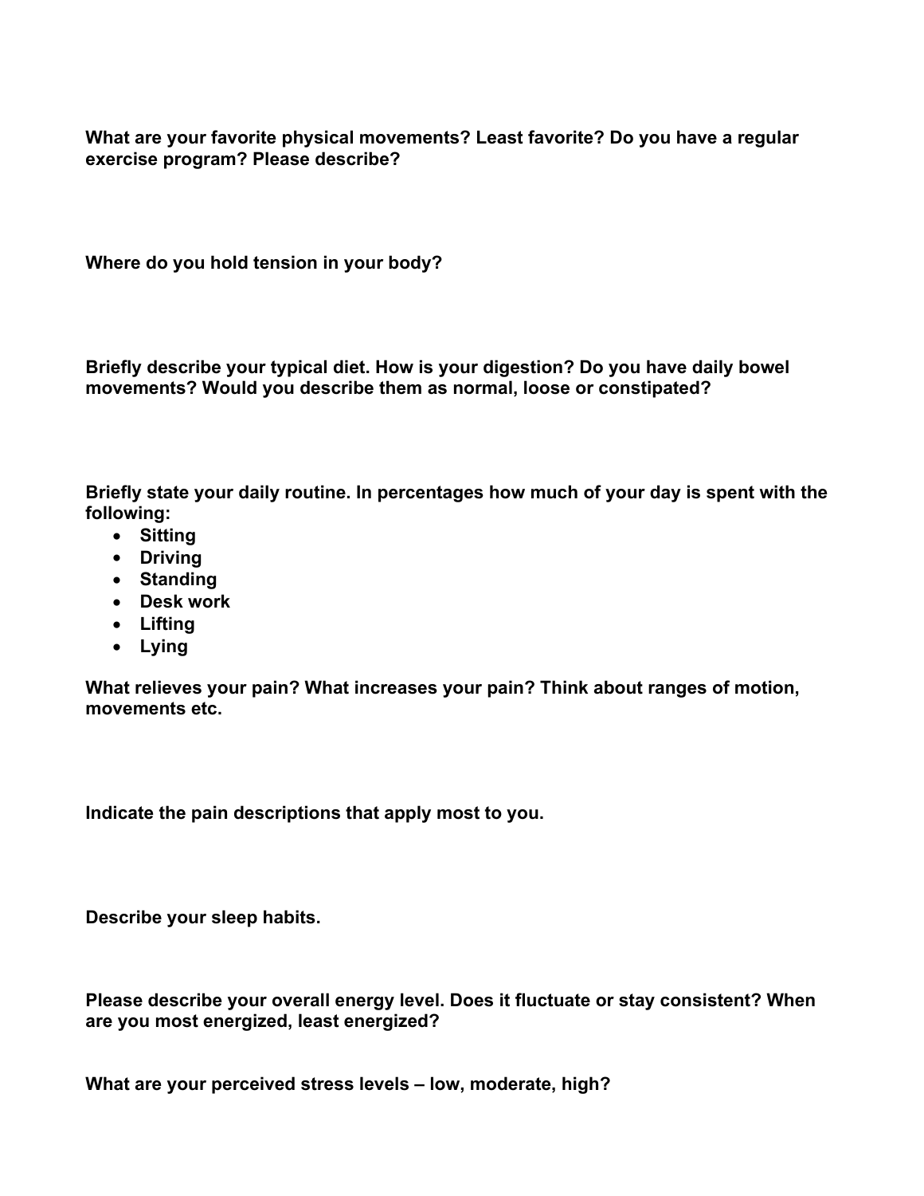**What are your favorite physical movements? Least favorite? Do you have a regular exercise program? Please describe?**

**Where do you hold tension in your body?**

**Briefly describe your typical diet. How is your digestion? Do you have daily bowel movements? Would you describe them as normal, loose or constipated?**

**Briefly state your daily routine. In percentages how much of your day is spent with the following:**

- **Sitting**
- **Driving**
- **Standing**
- **Desk work**
- **Lifting**
- **Lying**

**What relieves your pain? What increases your pain? Think about ranges of motion, movements etc.**

**Indicate the pain descriptions that apply most to you.**

**Describe your sleep habits.**

**Please describe your overall energy level. Does it fluctuate or stay consistent? When are you most energized, least energized?**

**What are your perceived stress levels – low, moderate, high?**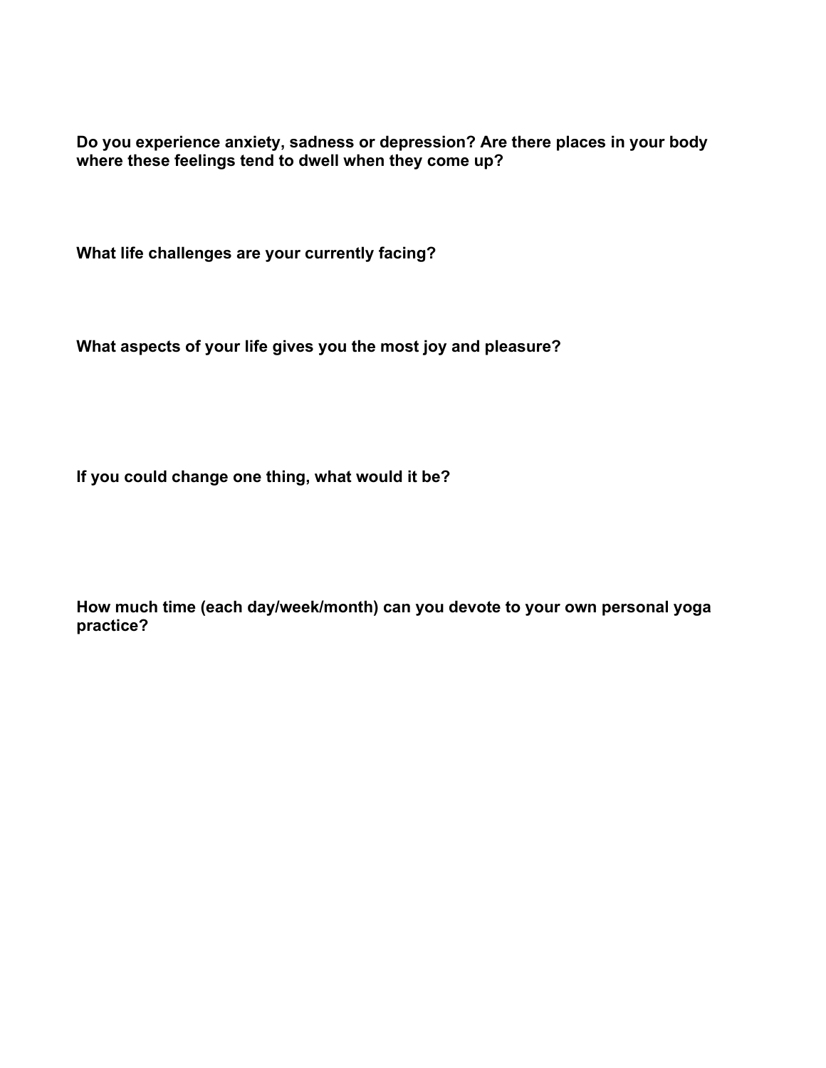**Do you experience anxiety, sadness or depression? Are there places in your body where these feelings tend to dwell when they come up?**

**What life challenges are your currently facing?**

**What aspects of your life gives you the most joy and pleasure?**

**If you could change one thing, what would it be?**

**How much time (each day/week/month) can you devote to your own personal yoga practice?**